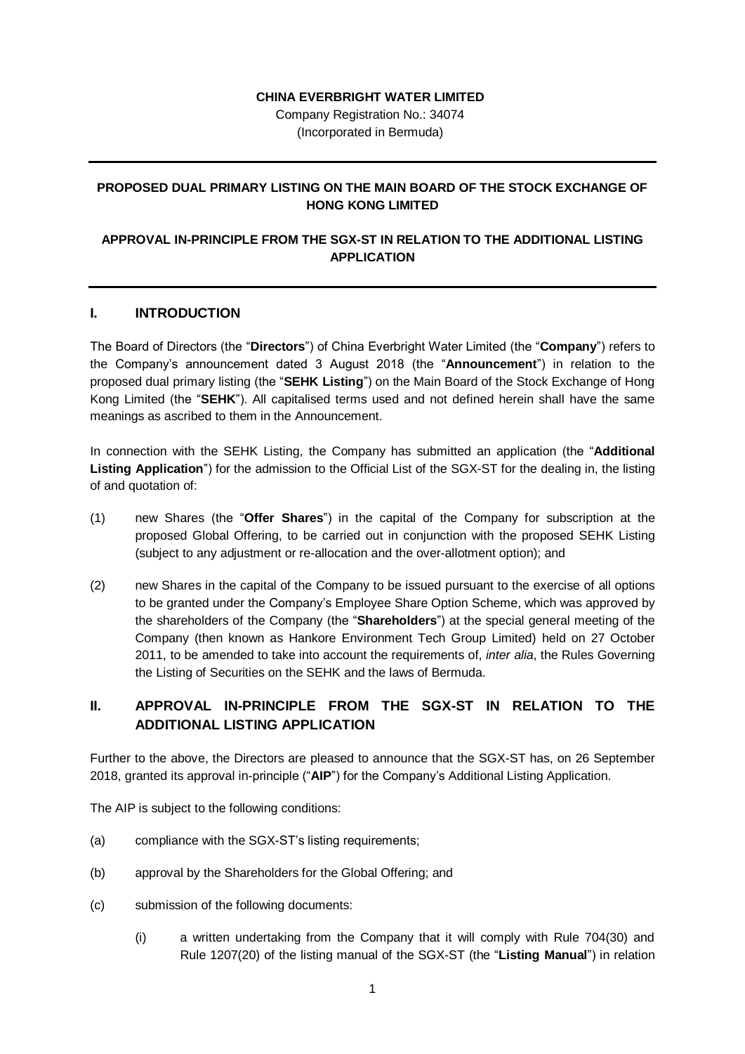**CHINA EVERBRIGHT WATER LIMITED**

Company Registration No.: 34074

(Incorporated in Bermuda)

---

**PROPOSED DUAL PRIMARY LISTING ON THE MAIN BOARD OF THE STOCK EXCHANGE OF HONG KONG LIMITED**

**APPROVAL IN-PRINCIPLE FROM THE SGX-ST IN RELATION TO THE ADDITIONAL LISTING APPLICATION**

---

## I. INTRODUCTION

The Board of Directors (the "**Directors**") of China Everbright Water Limited (the "**Company**") refers to the Company's announcement dated 3 August 2018 (the "**Announcement**") in relation to the proposed dual primary listing (the "**SEHK Listing**") on the Main Board of the Stock Exchange of Hong Kong Limited (the "**SEHK**"). All capitalised terms used and not defined herein shall have the same meanings as ascribed to them in the Announcement.

In connection with the SEHK Listing, the Company has submitted an application (the "**Additional Listing Application**") for the admission to the Official List of the SGX-ST for the dealing in, the listing of and quotation of:

(1) new Shares (the "**Offer Shares**") in the capital of the Company for subscription at the proposed Global Offering, to be carried out in conjunction with the proposed SEHK Listing (subject to any adjustment or re-allocation and the over-allotment option); and

(2) new Shares in the capital of the Company to be issued pursuant to the exercise of all options to be granted under the Company's Employee Share Option Scheme, which was approved by the shareholders of the Company (the "**Shareholders**") at the special general meeting of the Company (then known as Hankore Environment Tech Group Limited) held on 27 October 2011, to be amended to take into account the requirements of, *inter alia*, the Rules Governing the Listing of Securities on the SEHK and the laws of Bermuda.

## II. APPROVAL IN-PRINCIPLE FROM THE SGX-ST IN RELATION TO THE ADDITIONAL LISTING APPLICATION

Further to the above, the Directors are pleased to announce that the SGX-ST has, on 26 September 2018, granted its approval in-principle ("**AIP**") for the Company's Additional Listing Application.

The AIP is subject to the following conditions:

(a) compliance with the SGX-ST's listing requirements;

(b) approval by the Shareholders for the Global Offering; and

(c) submission of the following documents:

(i) a written undertaking from the Company that it will comply with Rule 704(30) and Rule 1207(20) of the listing manual of the SGX-ST (the "**Listing Manual**") in relation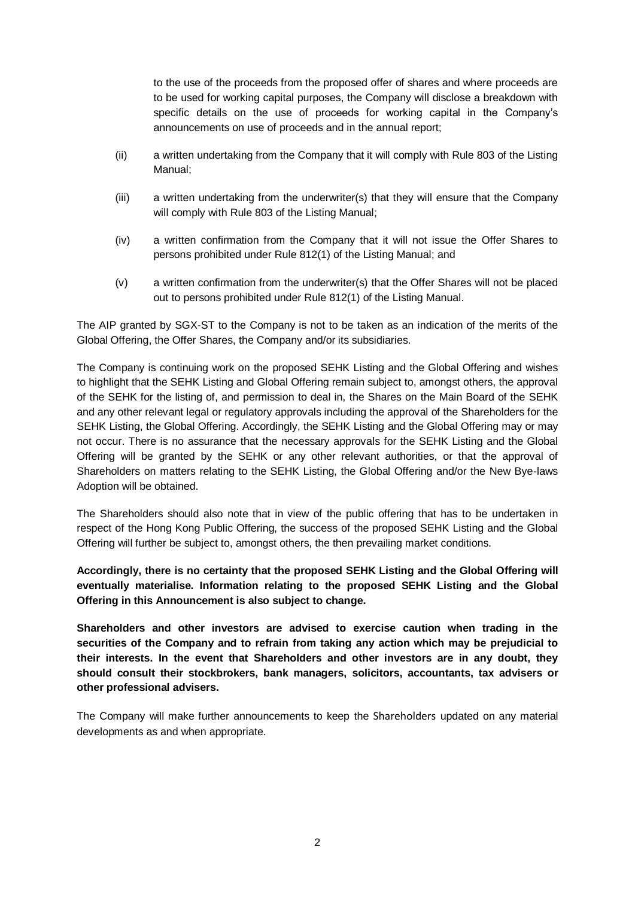to the use of the proceeds from the proposed offer of shares and where proceeds are to be used for working capital purposes, the Company will disclose a breakdown with specific details on the use of proceeds for working capital in the Company's announcements on use of proceeds and in the annual report;

(ii) a written undertaking from the Company that it will comply with Rule 803 of the Listing Manual;

(iii) a written undertaking from the underwriter(s) that they will ensure that the Company will comply with Rule 803 of the Listing Manual;

(iv) a written confirmation from the Company that it will not issue the Offer Shares to persons prohibited under Rule 812(1) of the Listing Manual; and

(v) a written confirmation from the underwriter(s) that the Offer Shares will not be placed out to persons prohibited under Rule 812(1) of the Listing Manual.

The AIP granted by SGX-ST to the Company is not to be taken as an indication of the merits of the Global Offering, the Offer Shares, the Company and/or its subsidiaries.

The Company is continuing work on the proposed SEHK Listing and the Global Offering and wishes to highlight that the SEHK Listing and Global Offering remain subject to, amongst others, the approval of the SEHK for the listing of, and permission to deal in, the Shares on the Main Board of the SEHK and any other relevant legal or regulatory approvals including the approval of the Shareholders for the SEHK Listing, the Global Offering. Accordingly, the SEHK Listing and the Global Offering may or may not occur. There is no assurance that the necessary approvals for the SEHK Listing and the Global Offering will be granted by the SEHK or any other relevant authorities, or that the approval of Shareholders on matters relating to the SEHK Listing, the Global Offering and/or the New Bye-laws Adoption will be obtained.

The Shareholders should also note that in view of the public offering that has to be undertaken in respect of the Hong Kong Public Offering, the success of the proposed SEHK Listing and the Global Offering will further be subject to, amongst others, the then prevailing market conditions.

**Accordingly, there is no certainty that the proposed SEHK Listing and the Global Offering will eventually materialise. Information relating to the proposed SEHK Listing and the Global Offering in this Announcement is also subject to change.**

**Shareholders and other investors are advised to exercise caution when trading in the securities of the Company and to refrain from taking any action which may be prejudicial to their interests. In the event that Shareholders and other investors are in any doubt, they should consult their stockbrokers, bank managers, solicitors, accountants, tax advisers or other professional advisers.**

The Company will make further announcements to keep the Shareholders updated on any material developments as and when appropriate.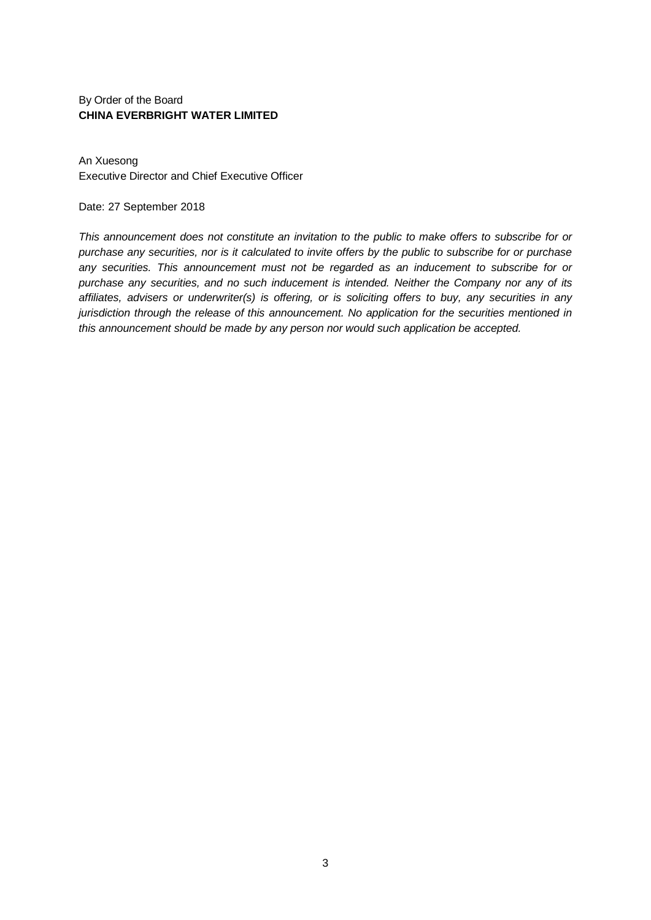By Order of the Board
**CHINA EVERBRIGHT WATER LIMITED**

An Xuesong
Executive Director and Chief Executive Officer

Date: 27 September 2018

*This announcement does not constitute an invitation to the public to make offers to subscribe for or purchase any securities, nor is it calculated to invite offers by the public to subscribe for or purchase any securities. This announcement must not be regarded as an inducement to subscribe for or purchase any securities, and no such inducement is intended. Neither the Company nor any of its affiliates, advisers or underwriter(s) is offering, or is soliciting offers to buy, any securities in any jurisdiction through the release of this announcement. No application for the securities mentioned in this announcement should be made by any person nor would such application be accepted.*